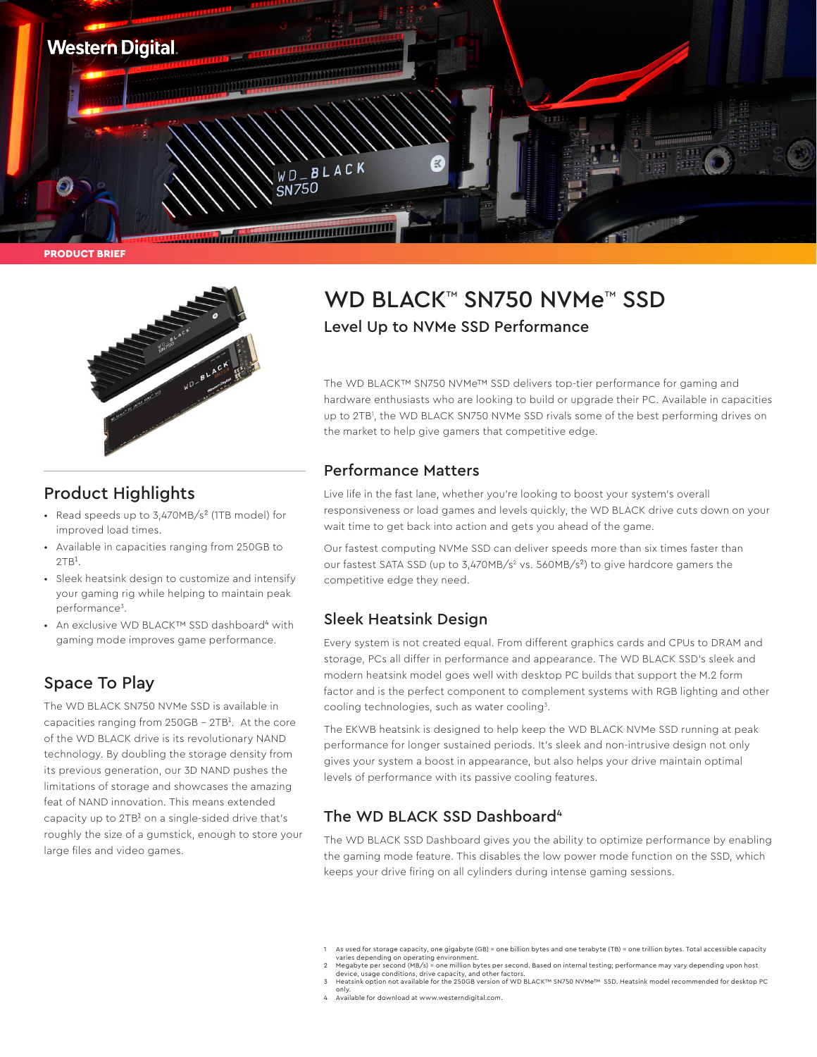Western Digital

PRODUCT BRIEF

# WD BLACK™ SN750 NVMe™ SSD

## Level Up to NVMe SSD Performance

The WD BLACK™ SN750 NVMe™ SSD delivers top-tier performance for gaming and hardware enthusiasts who are looking to build or upgrade their PC. Available in capacities up to 2TB[1], the WD BLACK SN750 NVMe SSD rivals some of the best performing drives on the market to help give gamers that competitive edge.

## Product Highlights

- Read speeds up to 3,470MB/s[2] (1TB model) for improved load times.
- Available in capacities ranging from 250GB to 2TB[1].
- Sleek heatsink design to customize and intensify your gaming rig while helping to maintain peak performance[3].
- An exclusive WD BLACK™ SSD dashboard[4] with gaming mode improves game performance.

## Space To Play

The WD BLACK SN750 NVMe SSD is available in capacities ranging from 250GB – 2TB[1]. At the core of the WD BLACK drive is its revolutionary NAND technology. By doubling the storage density from its previous generation, our 3D NAND pushes the limitations of storage and showcases the amazing feat of NAND innovation. This means extended capacity up to 2TB[1] on a single-sided drive that's roughly the size of a gumstick, enough to store your large files and video games.

## Performance Matters

Live life in the fast lane, whether you're looking to boost your system's overall responsiveness or load games and levels quickly, the WD BLACK drive cuts down on your wait time to get back into action and gets you ahead of the game.

Our fastest computing NVMe SSD can deliver speeds more than six times faster than our fastest SATA SSD (up to 3,470MB/s[2] vs. 560MB/s[2]) to give hardcore gamers the competitive edge they need.

## Sleek Heatsink Design

Every system is not created equal. From different graphics cards and CPUs to DRAM and storage, PCs all differ in performance and appearance. The WD BLACK SSD's sleek and modern heatsink model goes well with desktop PC builds that support the M.2 form factor and is the perfect component to complement systems with RGB lighting and other cooling technologies, such as water cooling[3].

The EKWB heatsink is designed to help keep the WD BLACK NVMe SSD running at peak performance for longer sustained periods. It's sleek and non-intrusive design not only gives your system a boost in appearance, but also helps your drive maintain optimal levels of performance with its passive cooling features.

## The WD BLACK SSD Dashboard[4]

The WD BLACK SSD Dashboard gives you the ability to optimize performance by enabling the gaming mode feature. This disables the low power mode function on the SSD, which keeps your drive firing on all cylinders during intense gaming sessions.

1 As used for storage capacity, one gigabyte (GB) = one billion bytes and one terabyte (TB) = one trillion bytes. Total accessible capacity varies depending on operating environment.
2 Megabyte per second (MB/s) = one million bytes per second. Based on internal testing; performance may vary depending upon host device, usage conditions, drive capacity, and other factors.
3 Heatsink option not available for the 250GB version of WD BLACK™ SN750 NVMe™ SSD. Heatsink model recommended for desktop PC only.
4 Available for download at www.westerndigital.com.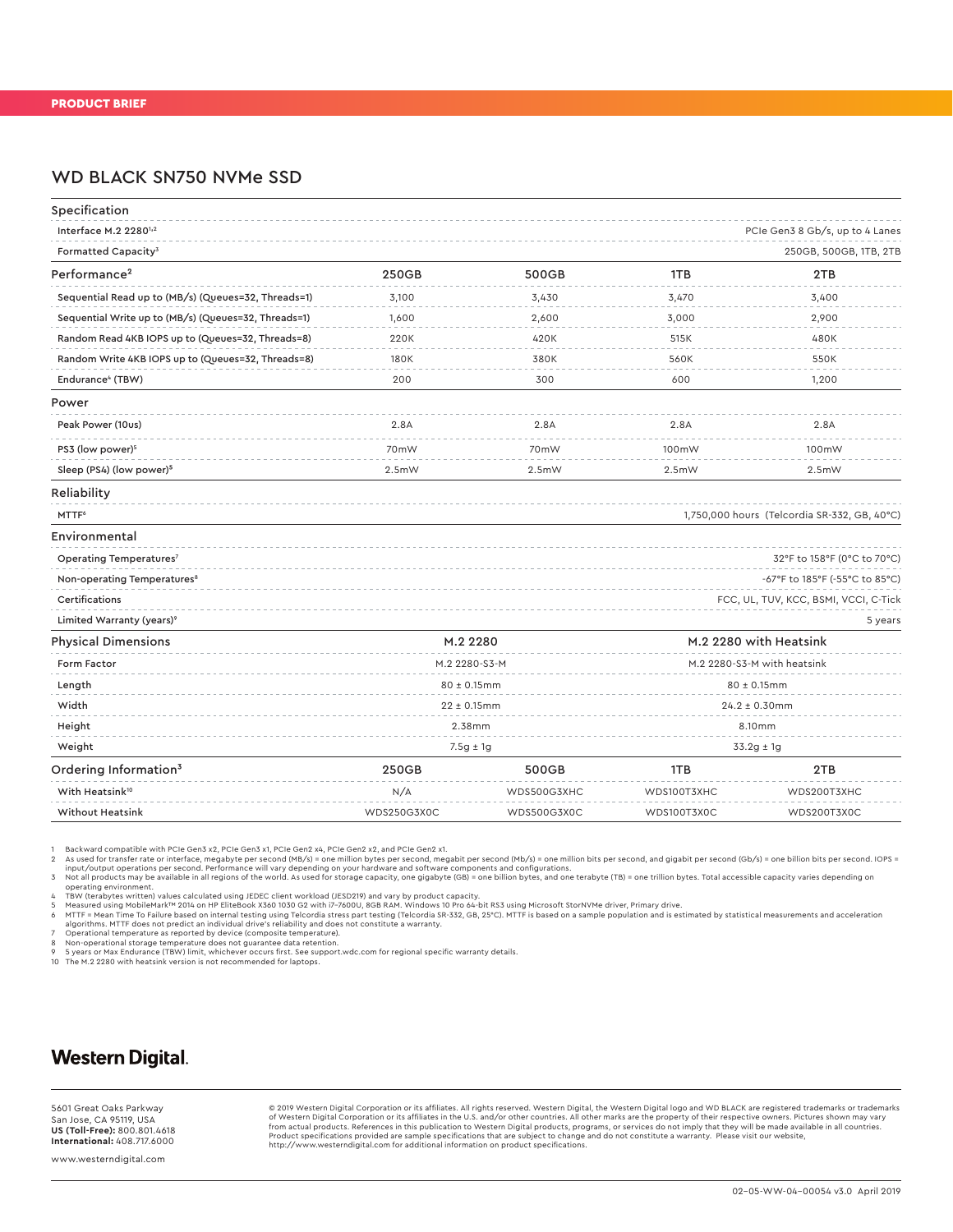PRODUCT BRIEF

## WD BLACK SN750 NVMe SSD

| Specification | | | | |
|---|---|---|---|---|
| Interface M.2 2280[1,2] | | | | PCIe Gen3 8 Gb/s, up to 4 Lanes |
| Formatted Capacity[3] | | | | 250GB, 500GB, 1TB, 2TB |
| **Performance[2]** | **250GB** | **500GB** | **1TB** | **2TB** |
| Sequential Read up to (MB/s) (Queues=32, Threads=1) | 3,100 | 3,430 | 3,470 | 3,400 |
| Sequential Write up to (MB/s) (Queues=32, Threads=1) | 1,600 | 2,600 | 3,000 | 2,900 |
| Random Read 4KB IOPS up to (Queues=32, Threads=8) | 220K | 420K | 515K | 480K |
| Random Write 4KB IOPS up to (Queues=32, Threads=8) | 180K | 380K | 560K | 550K |
| Endurance[4] (TBW) | 200 | 300 | 600 | 1,200 |
| **Power** | | | | |
| Peak Power (10us) | 2.8A | 2.8A | 2.8A | 2.8A |
| PS3 (low power)[5] | 70mW | 70mW | 100mW | 100mW |
| Sleep (PS4) (low power)[5] | 2.5mW | 2.5mW | 2.5mW | 2.5mW |
| **Reliability** | | | | |
| MTTF[6] | | | | 1,750,000 hours (Telcordia SR-332, GB, 40°C) |
| **Environmental** | | | | |
| Operating Temperatures[7] | | | | 32°F to 158°F (0°C to 70°C) |
| Non-operating Temperatures[8] | | | | -67°F to 185°F (-55°C to 85°C) |
| Certifications | | | | FCC, UL, TUV, KCC, BSMI, VCCI, C-Tick |
| Limited Warranty (years)[9] | | | | 5 years |

| Physical Dimensions | M.2 2280 | M.2 2280 with Heatsink |
|---|---|---|
| Form Factor | M.2 2280-S3-M | M.2 2280-S3-M with heatsink |
| Length | 80 ± 0.15mm | 80 ± 0.15mm |
| Width | 22 ± 0.15mm | 24.2 ± 0.30mm |
| Height | 2.38mm | 8.10mm |
| Weight | 7.5g ± 1g | 33.2g ± 1g |

| Ordering Information[3] | 250GB | 500GB | 1TB | 2TB |
|---|---|---|---|---|
| With Heatsink[10] | N/A | WDS500G3XHC | WDS100T3XHC | WDS200T3XHC |
| Without Heatsink | WDS250G3X0C | WDS500G3X0C | WDS100T3X0C | WDS200T3X0C |

1 Backward compatible with PCIe Gen3 x2, PCIe Gen3 x1, PCIe Gen2 x4, PCIe Gen2 x2, and PCIe Gen2 x1.
2 As used for transfer rate or interface, megabyte per second (MB/s) = one million bytes per second, megabit per second (Mb/s) = one million bits per second, and gigabit per second (Gb/s) = one billion bits per second. IOPS = input/output operations per second. Performance will vary depending on your hardware and software components and configurations.
3 Not all products may be available in all regions of the world. As used for storage capacity, one gigabyte (GB) = one billion bytes, and one terabyte (TB) = one trillion bytes. Total accessible capacity varies depending on operating environment.
4 TBW (terabytes written) values calculated using JEDEC client workload (JESD219) and vary by product capacity.
5 Measured using MobileMark™ 2014 on HP EliteBook X360 1030 G2 with i7-7600U, 8GB RAM. Windows 10 Pro 64-bit RS3 using Microsoft StorNVMe driver, Primary drive.
6 MTTF = Mean Time To Failure based on internal testing using Telcordia stress part testing (Telcordia SR-332, GB, 25°C). MTTF is based on a sample population and is estimated by statistical measurements and acceleration algorithms. MTTF does not predict an individual drive's reliability and does not constitute a warranty.
7 Operational temperature as reported by device (composite temperature).
8 Non-operational storage temperature does not guarantee data retention.
9 5 years or Max Endurance (TBW) limit, whichever occurs first. See support.wdc.com for regional specific warranty details.
10 The M.2 2280 with heatsink version is not recommended for laptops.

**Western Digital.**

5601 Great Oaks Parkway
San Jose, CA 95119, USA
**US (Toll-Free):** 800.801.4618
**International:** 408.717.6000

www.westerndigital.com

© 2019 Western Digital Corporation or its affiliates. All rights reserved. Western Digital, the Western Digital logo and WD BLACK are registered trademarks or trademarks of Western Digital Corporation or its affiliates in the U.S. and/or other countries. All other marks are the property of their respective owners. Pictures shown may vary from actual products. References in this publication to Western Digital products, programs, or services do not imply that they will be made available in all countries. Product specifications provided are sample specifications that are subject to change and do not constitute a warranty. Please visit our website, http://www.westerndigital.com for additional information on product specifications.

02-05-WW-04-00054 v3.0 April 2019